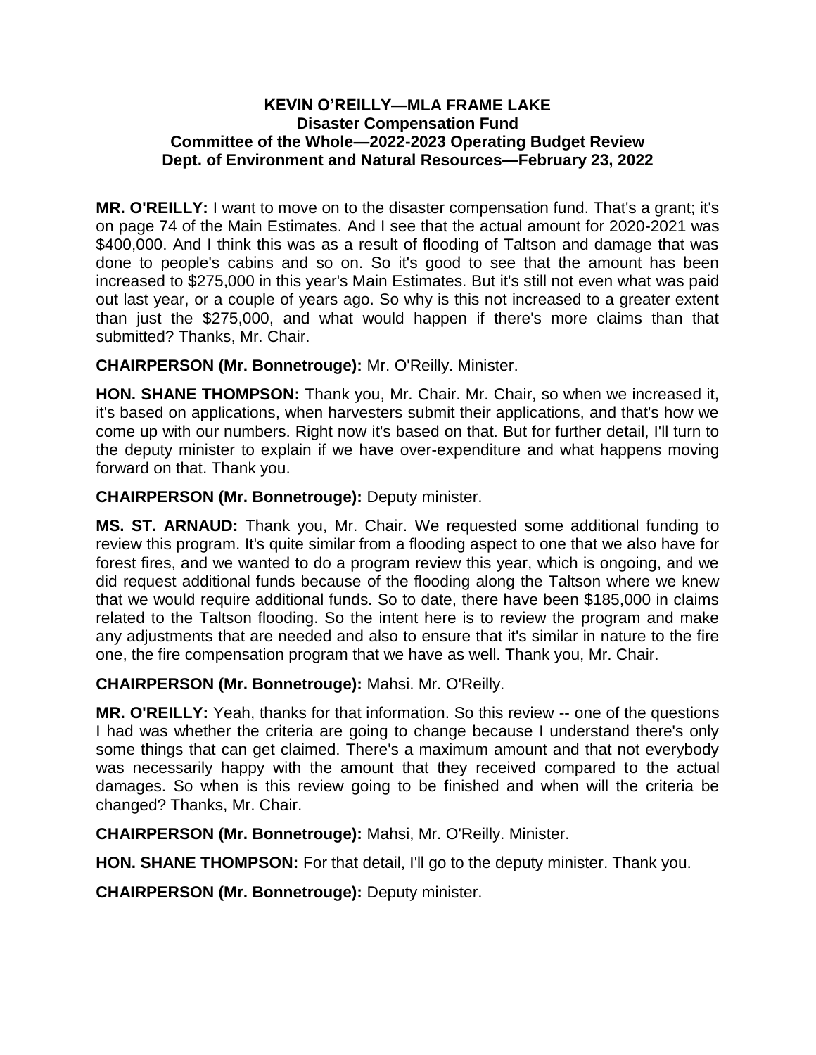# KEVIN O'REILLY—MLA FRAME LAKE
## Disaster Compensation Fund
## Committee of the Whole—2022-2023 Operating Budget Review
## Dept. of Environment and Natural Resources—February 23, 2022

**MR. O'REILLY:** I want to move on to the disaster compensation fund. That's a grant; it's on page 74 of the Main Estimates. And I see that the actual amount for 2020-2021 was $400,000. And I think this was as a result of flooding of Taltson and damage that was done to people's cabins and so on. So it's good to see that the amount has been increased to $275,000 in this year's Main Estimates. But it's still not even what was paid out last year, or a couple of years ago. So why is this not increased to a greater extent than just the $275,000, and what would happen if there's more claims than that submitted? Thanks, Mr. Chair.

**CHAIRPERSON (Mr. Bonnetrouge):** Mr. O'Reilly. Minister.

**HON. SHANE THOMPSON:** Thank you, Mr. Chair. Mr. Chair, so when we increased it, it's based on applications, when harvesters submit their applications, and that's how we come up with our numbers. Right now it's based on that. But for further detail, I'll turn to the deputy minister to explain if we have over-expenditure and what happens moving forward on that. Thank you.

**CHAIRPERSON (Mr. Bonnetrouge):** Deputy minister.

**MS. ST. ARNAUD:** Thank you, Mr. Chair. We requested some additional funding to review this program. It's quite similar from a flooding aspect to one that we also have for forest fires, and we wanted to do a program review this year, which is ongoing, and we did request additional funds because of the flooding along the Taltson where we knew that we would require additional funds. So to date, there have been $185,000 in claims related to the Taltson flooding. So the intent here is to review the program and make any adjustments that are needed and also to ensure that it's similar in nature to the fire one, the fire compensation program that we have as well. Thank you, Mr. Chair.

**CHAIRPERSON (Mr. Bonnetrouge):** Mahsi. Mr. O'Reilly.

**MR. O'REILLY:** Yeah, thanks for that information. So this review -- one of the questions I had was whether the criteria are going to change because I understand there's only some things that can get claimed. There's a maximum amount and that not everybody was necessarily happy with the amount that they received compared to the actual damages. So when is this review going to be finished and when will the criteria be changed? Thanks, Mr. Chair.

**CHAIRPERSON (Mr. Bonnetrouge):** Mahsi, Mr. O'Reilly. Minister.

**HON. SHANE THOMPSON:** For that detail, I'll go to the deputy minister. Thank you.

**CHAIRPERSON (Mr. Bonnetrouge):** Deputy minister.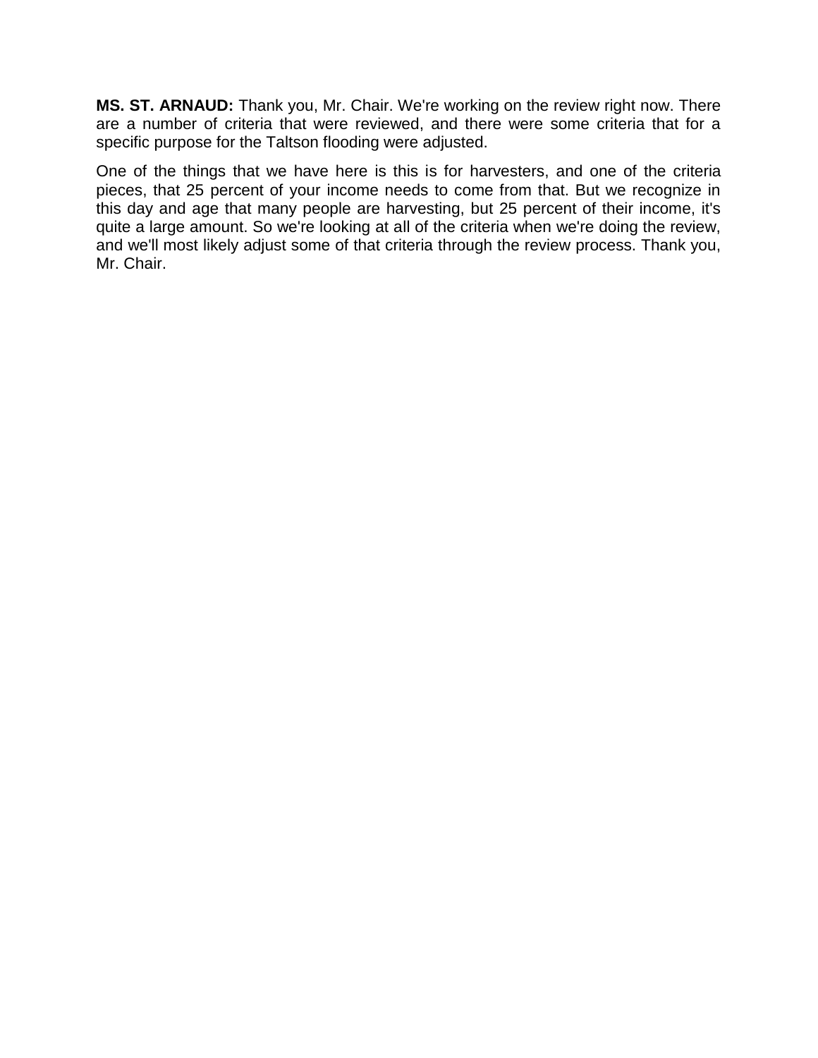**MS. ST. ARNAUD:** Thank you, Mr. Chair. We're working on the review right now. There are a number of criteria that were reviewed, and there were some criteria that for a specific purpose for the Taltson flooding were adjusted.

One of the things that we have here is this is for harvesters, and one of the criteria pieces, that 25 percent of your income needs to come from that. But we recognize in this day and age that many people are harvesting, but 25 percent of their income, it's quite a large amount. So we're looking at all of the criteria when we're doing the review, and we'll most likely adjust some of that criteria through the review process. Thank you, Mr. Chair.